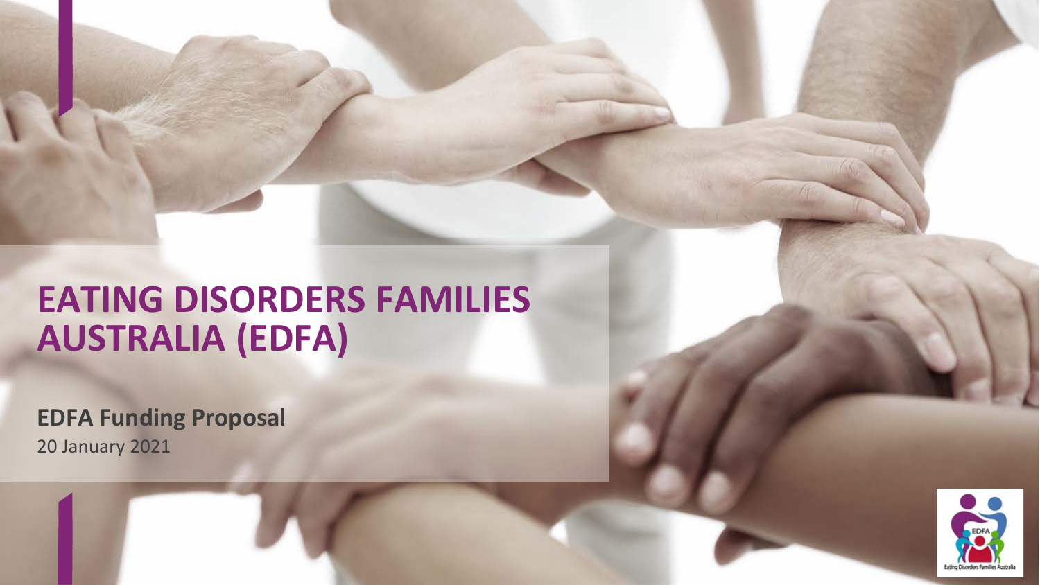# EATING DISORDERS FAMILIES AUSTRALIA (EDFA)

**EDFA Funding Proposal**

20 January 2021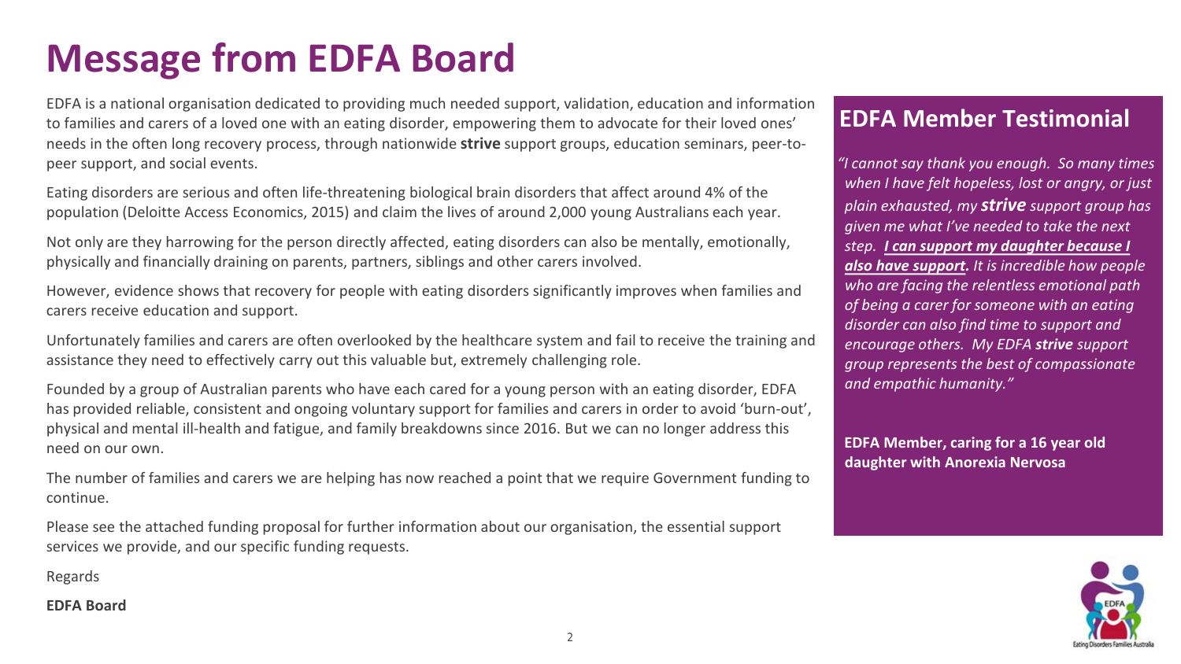# Message from EDFA Board

EDFA is a national organisation dedicated to providing much needed support, validation, education and information to families and carers of a loved one with an eating disorder, empowering them to advocate for their loved ones' needs in the often long recovery process, through nationwide **strive** support groups, education seminars, peer-to-peer support, and social events.

Eating disorders are serious and often life-threatening biological brain disorders that affect around 4% of the population (Deloitte Access Economics, 2015) and claim the lives of around 2,000 young Australians each year.

Not only are they harrowing for the person directly affected, eating disorders can also be mentally, emotionally, physically and financially draining on parents, partners, siblings and other carers involved.

However, evidence shows that recovery for people with eating disorders significantly improves when families and carers receive education and support.

Unfortunately families and carers are often overlooked by the healthcare system and fail to receive the training and assistance they need to effectively carry out this valuable but, extremely challenging role.

Founded by a group of Australian parents who have each cared for a young person with an eating disorder, EDFA has provided reliable, consistent and ongoing voluntary support for families and carers in order to avoid 'burn-out', physical and mental ill-health and fatigue, and family breakdowns since 2016. But we can no longer address this need on our own.

The number of families and carers we are helping has now reached a point that we require Government funding to continue.

Please see the attached funding proposal for further information about our organisation, the essential support services we provide, and our specific funding requests.

Regards

**EDFA Board**

## EDFA Member Testimonial

*"I cannot say thank you enough. So many times when I have felt hopeless, lost or angry, or just plain exhausted, my **strive** support group has given me what I've needed to take the next step. **I can support my daughter because I also have support.** It is incredible how people who are facing the relentless emotional path of being a carer for someone with an eating disorder can also find time to support and encourage others. My EDFA **strive** support group represents the best of compassionate and empathic humanity."*

**EDFA Member, caring for a 16 year old daughter with Anorexia Nervosa**

Eating Disorders Families Australia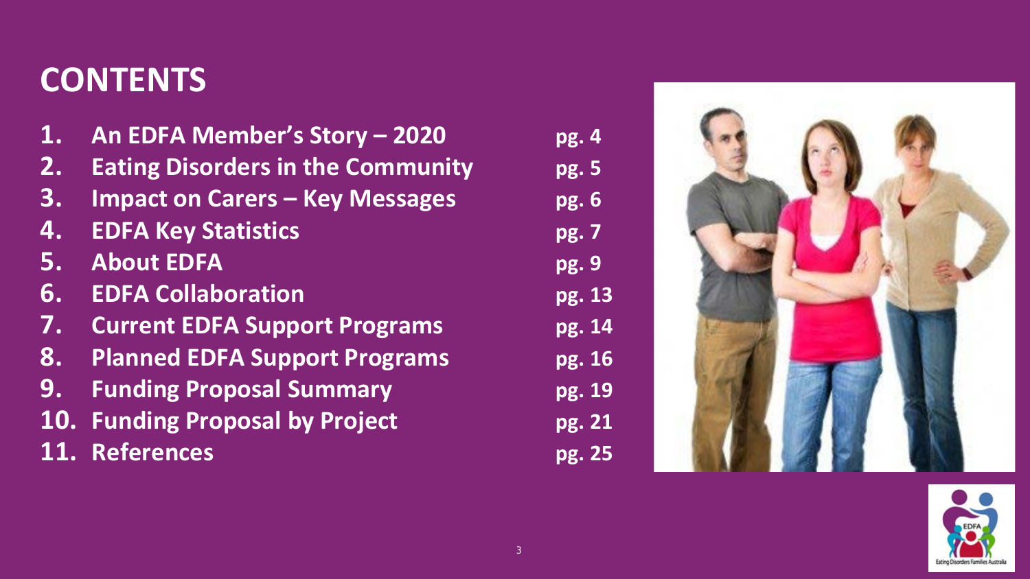# CONTENTS

1. **An EDFA Member's Story – 2020** **pg. 4**
2. **Eating Disorders in the Community** **pg. 5**
3. **Impact on Carers – Key Messages** **pg. 6**
4. **EDFA Key Statistics** **pg. 7**
5. **About EDFA** **pg. 9**
6. **EDFA Collaboration** **pg. 13**
7. **Current EDFA Support Programs** **pg. 14**
8. **Planned EDFA Support Programs** **pg. 16**
9. **Funding Proposal Summary** **pg. 19**
10. **Funding Proposal by Project** **pg. 21**
11. **References** **pg. 25**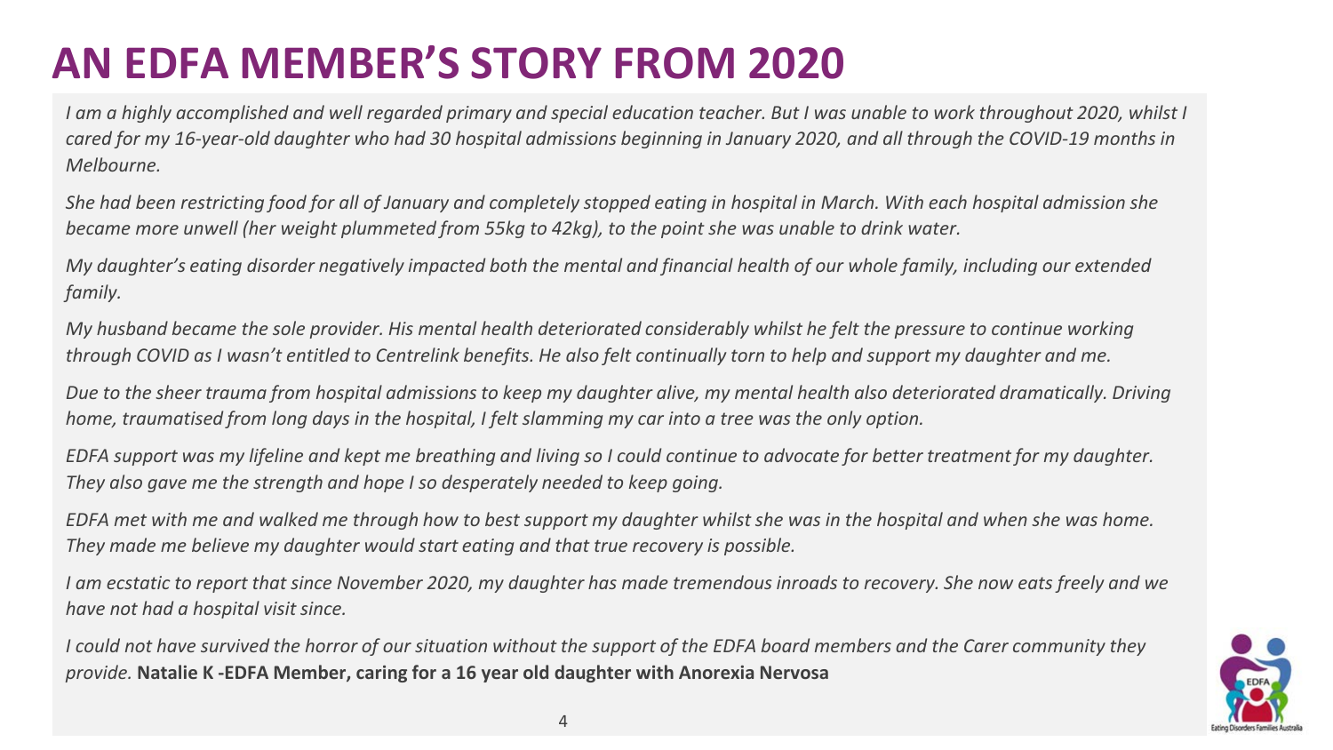# AN EDFA MEMBER'S STORY FROM 2020

*I am a highly accomplished and well regarded primary and special education teacher. But I was unable to work throughout 2020, whilst I cared for my 16-year-old daughter who had 30 hospital admissions beginning in January 2020, and all through the COVID-19 months in Melbourne.*

*She had been restricting food for all of January and completely stopped eating in hospital in March. With each hospital admission she became more unwell (her weight plummeted from 55kg to 42kg), to the point she was unable to drink water.*

*My daughter's eating disorder negatively impacted both the mental and financial health of our whole family, including our extended family.*

*My husband became the sole provider. His mental health deteriorated considerably whilst he felt the pressure to continue working through COVID as I wasn't entitled to Centrelink benefits. He also felt continually torn to help and support my daughter and me.*

*Due to the sheer trauma from hospital admissions to keep my daughter alive, my mental health also deteriorated dramatically. Driving home, traumatised from long days in the hospital, I felt slamming my car into a tree was the only option.*

*EDFA support was my lifeline and kept me breathing and living so I could continue to advocate for better treatment for my daughter. They also gave me the strength and hope I so desperately needed to keep going.*

*EDFA met with me and walked me through how to best support my daughter whilst she was in the hospital and when she was home. They made me believe my daughter would start eating and that true recovery is possible.*

*I am ecstatic to report that since November 2020, my daughter has made tremendous inroads to recovery. She now eats freely and we have not had a hospital visit since.*

*I could not have survived the horror of our situation without the support of the EDFA board members and the Carer community they provide.* **Natalie K -EDFA Member, caring for a 16 year old daughter with Anorexia Nervosa**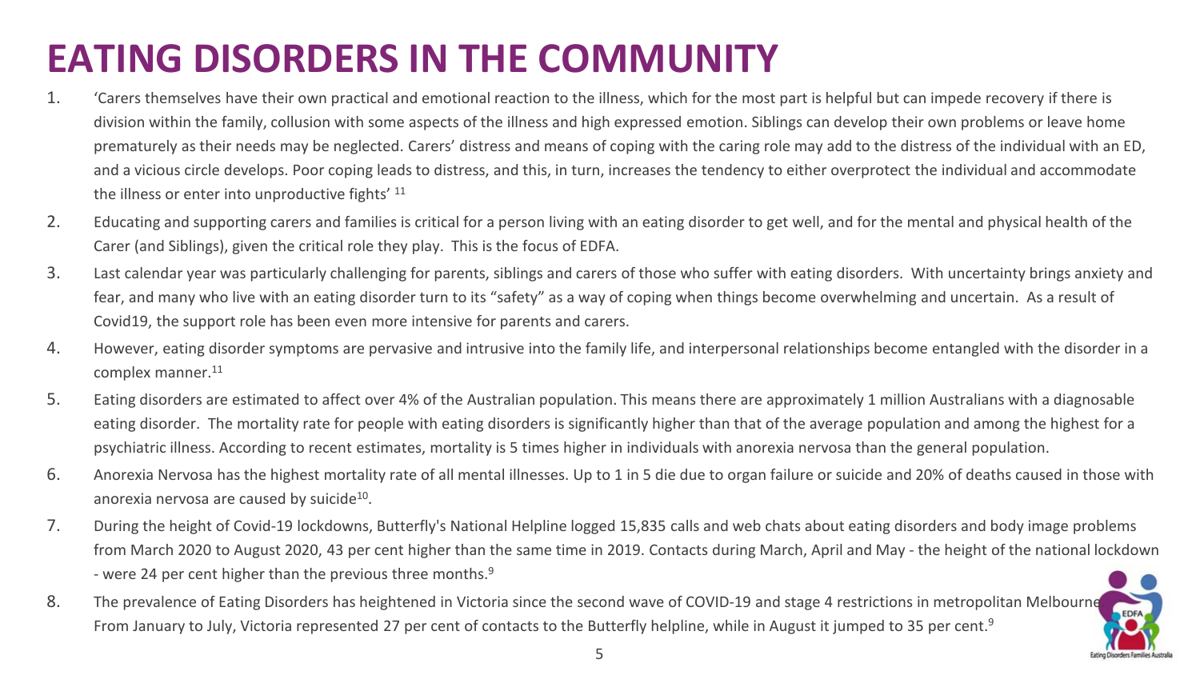# EATING DISORDERS IN THE COMMUNITY

1. 'Carers themselves have their own practical and emotional reaction to the illness, which for the most part is helpful but can impede recovery if there is division within the family, collusion with some aspects of the illness and high expressed emotion. Siblings can develop their own problems or leave home prematurely as their needs may be neglected. Carers' distress and means of coping with the caring role may add to the distress of the individual with an ED, and a vicious circle develops. Poor coping leads to distress, and this, in turn, increases the tendency to either overprotect the individual and accommodate the illness or enter into unproductive fights' [11]
2. Educating and supporting carers and families is critical for a person living with an eating disorder to get well, and for the mental and physical health of the Carer (and Siblings), given the critical role they play. This is the focus of EDFA.
3. Last calendar year was particularly challenging for parents, siblings and carers of those who suffer with eating disorders. With uncertainty brings anxiety and fear, and many who live with an eating disorder turn to its "safety" as a way of coping when things become overwhelming and uncertain. As a result of Covid19, the support role has been even more intensive for parents and carers.
4. However, eating disorder symptoms are pervasive and intrusive into the family life, and interpersonal relationships become entangled with the disorder in a complex manner.[11]
5. Eating disorders are estimated to affect over 4% of the Australian population. This means there are approximately 1 million Australians with a diagnosable eating disorder. The mortality rate for people with eating disorders is significantly higher than that of the average population and among the highest for a psychiatric illness. According to recent estimates, mortality is 5 times higher in individuals with anorexia nervosa than the general population.
6. Anorexia Nervosa has the highest mortality rate of all mental illnesses. Up to 1 in 5 die due to organ failure or suicide and 20% of deaths caused in those with anorexia nervosa are caused by suicide[10].
7. During the height of Covid-19 lockdowns, Butterfly's National Helpline logged 15,835 calls and web chats about eating disorders and body image problems from March 2020 to August 2020, 43 per cent higher than the same time in 2019. Contacts during March, April and May - the height of the national lockdown - were 24 per cent higher than the previous three months.[9]
8. The prevalence of Eating Disorders has heightened in Victoria since the second wave of COVID-19 and stage 4 restrictions in metropolitan Melbourne. From January to July, Victoria represented 27 per cent of contacts to the Butterfly helpline, while in August it jumped to 35 per cent.[9]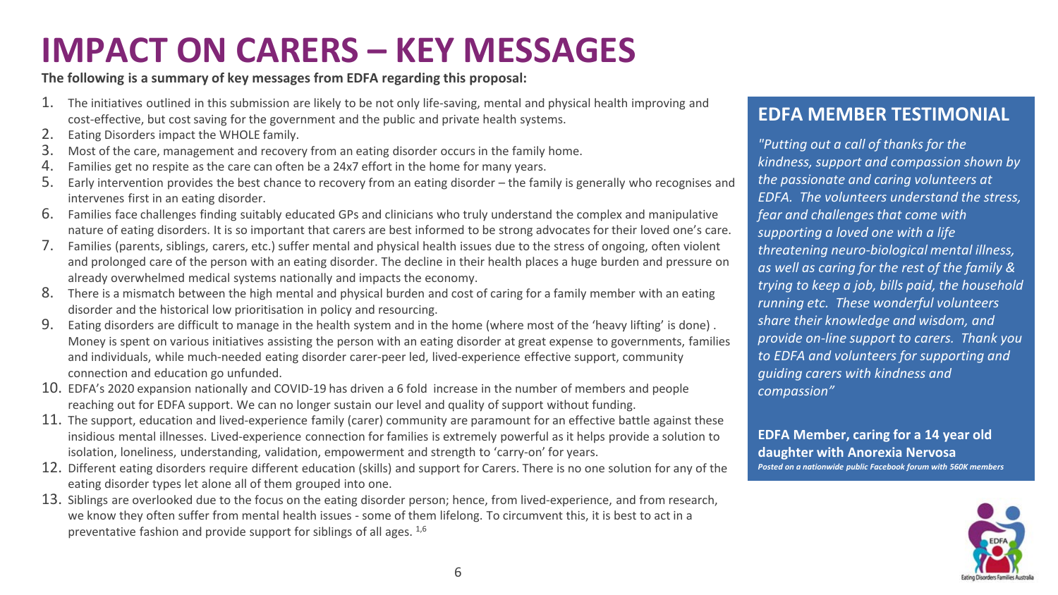# IMPACT ON CARERS – KEY MESSAGES

**The following is a summary of key messages from EDFA regarding this proposal:**

1. The initiatives outlined in this submission are likely to be not only life-saving, mental and physical health improving and cost-effective, but cost saving for the government and the public and private health systems.
2. Eating Disorders impact the WHOLE family.
3. Most of the care, management and recovery from an eating disorder occurs in the family home.
4. Families get no respite as the care can often be a 24x7 effort in the home for many years.
5. Early intervention provides the best chance to recovery from an eating disorder – the family is generally who recognises and intervenes first in an eating disorder.
6. Families face challenges finding suitably educated GPs and clinicians who truly understand the complex and manipulative nature of eating disorders. It is so important that carers are best informed to be strong advocates for their loved one's care.
7. Families (parents, siblings, carers, etc.) suffer mental and physical health issues due to the stress of ongoing, often violent and prolonged care of the person with an eating disorder. The decline in their health places a huge burden and pressure on already overwhelmed medical systems nationally and impacts the economy.
8. There is a mismatch between the high mental and physical burden and cost of caring for a family member with an eating disorder and the historical low prioritisation in policy and resourcing.
9. Eating disorders are difficult to manage in the health system and in the home (where most of the 'heavy lifting' is done) . Money is spent on various initiatives assisting the person with an eating disorder at great expense to governments, families and individuals, while much-needed eating disorder carer-peer led, lived-experience effective support, community connection and education go unfunded.
10. EDFA's 2020 expansion nationally and COVID-19 has driven a 6 fold increase in the number of members and people reaching out for EDFA support. We can no longer sustain our level and quality of support without funding.
11. The support, education and lived-experience family (carer) community are paramount for an effective battle against these insidious mental illnesses. Lived-experience connection for families is extremely powerful as it helps provide a solution to isolation, loneliness, understanding, validation, empowerment and strength to 'carry-on' for years.
12. Different eating disorders require different education (skills) and support for Carers. There is no one solution for any of the eating disorder types let alone all of them grouped into one.
13. Siblings are overlooked due to the focus on the eating disorder person; hence, from lived-experience, and from research, we know they often suffer from mental health issues - some of them lifelong. To circumvent this, it is best to act in a preventative fashion and provide support for siblings of all ages. [1,6]

## EDFA MEMBER TESTIMONIAL

*"Putting out a call of thanks for the kindness, support and compassion shown by the passionate and caring volunteers at EDFA. The volunteers understand the stress, fear and challenges that come with supporting a loved one with a life threatening neuro-biological mental illness, as well as caring for the rest of the family & trying to keep a job, bills paid, the household running etc. These wonderful volunteers share their knowledge and wisdom, and provide on-line support to carers. Thank you to EDFA and volunteers for supporting and guiding carers with kindness and compassion"*

**EDFA Member, caring for a 14 year old daughter with Anorexia Nervosa**

***Posted on a nationwide public Facebook forum with 560K members***

EDFA Eating Disorders Families Australia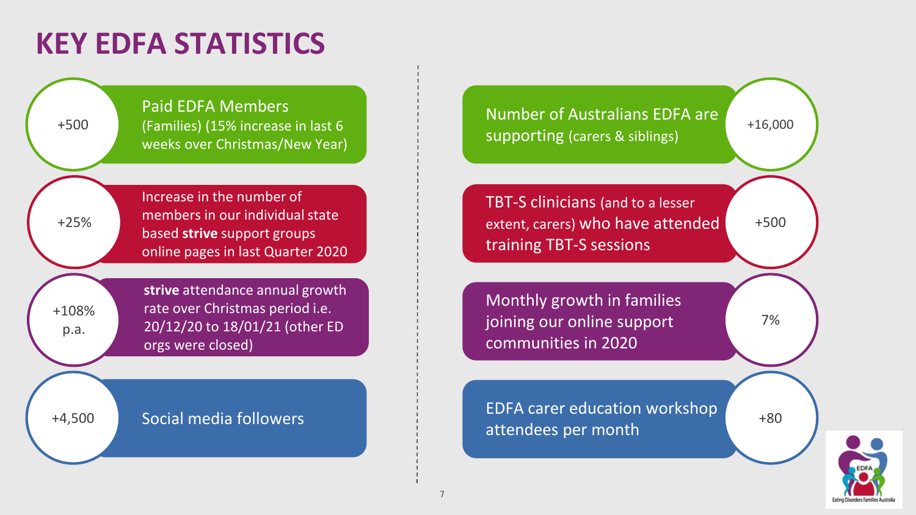# KEY EDFA STATISTICS

- **+500** — Paid EDFA Members (Families) (15% increase in last 6 weeks over Christmas/New Year)
- **+25%** — Increase in the number of members in our individual state based **strive** support groups online pages in last Quarter 2020
- **+108% p.a.** — **strive** attendance annual growth rate over Christmas period i.e. 20/12/20 to 18/01/21 (other ED orgs were closed)
- **+4,500** — Social media followers
- **+16,000** — Number of Australians EDFA are supporting (carers & siblings)
- **+500** — TBT-S clinicians (and to a lesser extent, carers) who have attended training TBT-S sessions
- **7%** — Monthly growth in families joining our online support communities in 2020
- **+80** — EDFA carer education workshop attendees per month

EDFA
Eating Disorders Families Australia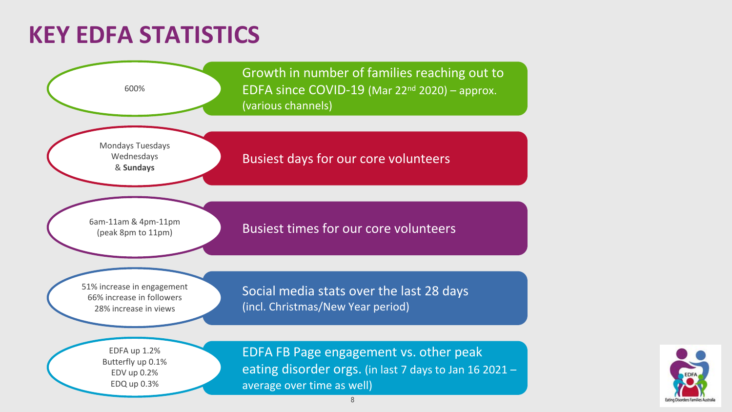# KEY EDFA STATISTICS

| Statistic | Description |
| --- | --- |
| 600% | Growth in number of families reaching out to EDFA since COVID-19 (Mar 22nd 2020) – approx. (various channels) |
| Mondays Tuesdays Wednesdays & **Sundays** | Busiest days for our core volunteers |
| 6am-11am & 4pm-11pm (peak 8pm to 11pm) | Busiest times for our core volunteers |
| 51% increase in engagement<br>66% increase in followers<br>28% increase in views | Social media stats over the last 28 days (incl. Christmas/New Year period) |
| EDFA up 1.2%<br>Butterfly up 0.1%<br>EDV up 0.2%<br>EDQ up 0.3% | EDFA FB Page engagement vs. other peak eating disorder orgs. (in last 7 days to Jan 16 2021 – average over time as well) |

EDFA – Eating Disorders Families Australia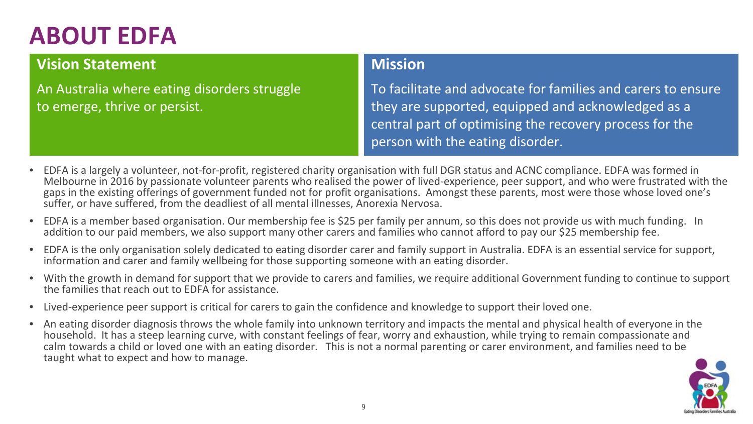# ABOUT EDFA

## Vision Statement

An Australia where eating disorders struggle to emerge, thrive or persist.

## Mission

To facilitate and advocate for families and carers to ensure they are supported, equipped and acknowledged as a central part of optimising the recovery process for the person with the eating disorder.

- EDFA is a largely a volunteer, not-for-profit, registered charity organisation with full DGR status and ACNC compliance. EDFA was formed in Melbourne in 2016 by passionate volunteer parents who realised the power of lived-experience, peer support, and who were frustrated with the gaps in the existing offerings of government funded not for profit organisations. Amongst these parents, most were those whose loved one's suffer, or have suffered, from the deadliest of all mental illnesses, Anorexia Nervosa.
- EDFA is a member based organisation. Our membership fee is $25 per family per annum, so this does not provide us with much funding. In addition to our paid members, we also support many other carers and families who cannot afford to pay our $25 membership fee.
- EDFA is the only organisation solely dedicated to eating disorder carer and family support in Australia. EDFA is an essential service for support, information and carer and family wellbeing for those supporting someone with an eating disorder.
- With the growth in demand for support that we provide to carers and families, we require additional Government funding to continue to support the families that reach out to EDFA for assistance.
- Lived-experience peer support is critical for carers to gain the confidence and knowledge to support their loved one.
- An eating disorder diagnosis throws the whole family into unknown territory and impacts the mental and physical health of everyone in the household. It has a steep learning curve, with constant feelings of fear, worry and exhaustion, while trying to remain compassionate and calm towards a child or loved one with an eating disorder. This is not a normal parenting or carer environment, and families need to be taught what to expect and how to manage.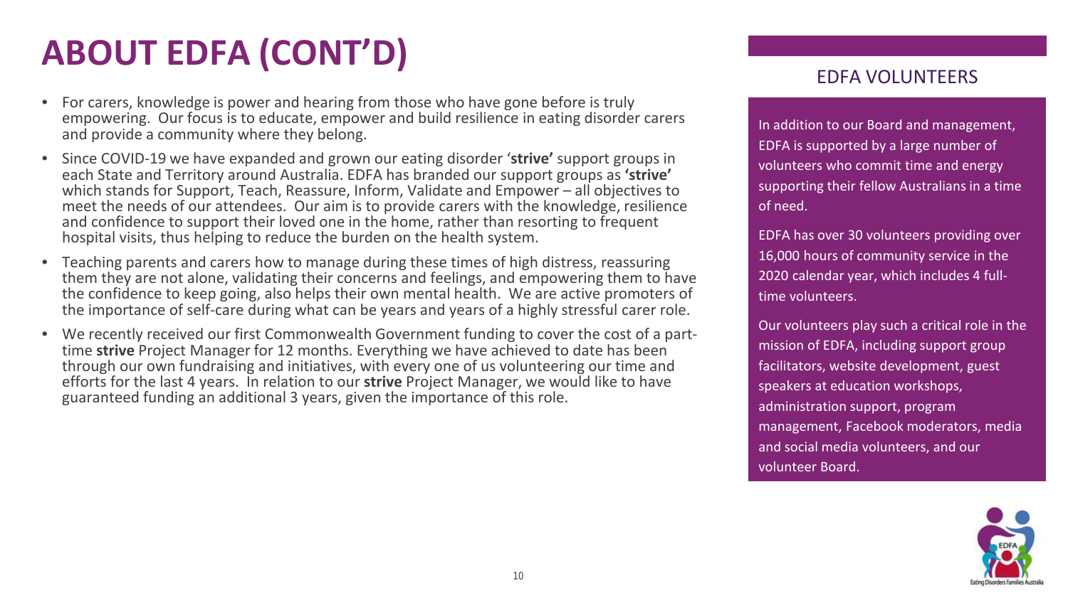# ABOUT EDFA (CONT'D)

- For carers, knowledge is power and hearing from those who have gone before is truly empowering. Our focus is to educate, empower and build resilience in eating disorder carers and provide a community where they belong.
- Since COVID-19 we have expanded and grown our eating disorder '**strive'** support groups in each State and Territory around Australia. EDFA has branded our support groups as **'strive'** which stands for Support, Teach, Reassure, Inform, Validate and Empower – all objectives to meet the needs of our attendees. Our aim is to provide carers with the knowledge, resilience and confidence to support their loved one in the home, rather than resorting to frequent hospital visits, thus helping to reduce the burden on the health system.
- Teaching parents and carers how to manage during these times of high distress, reassuring them they are not alone, validating their concerns and feelings, and empowering them to have the confidence to keep going, also helps their own mental health. We are active promoters of the importance of self-care during what can be years and years of a highly stressful carer role.
- We recently received our first Commonwealth Government funding to cover the cost of a part-time **strive** Project Manager for 12 months. Everything we have achieved to date has been through our own fundraising and initiatives, with every one of us volunteering our time and efforts for the last 4 years. In relation to our **strive** Project Manager, we would like to have guaranteed funding an additional 3 years, given the importance of this role.

## EDFA VOLUNTEERS

In addition to our Board and management, EDFA is supported by a large number of volunteers who commit time and energy supporting their fellow Australians in a time of need.

EDFA has over 30 volunteers providing over 16,000 hours of community service in the 2020 calendar year, which includes 4 full-time volunteers.

Our volunteers play such a critical role in the mission of EDFA, including support group facilitators, website development, guest speakers at education workshops, administration support, program management, Facebook moderators, media and social media volunteers, and our volunteer Board.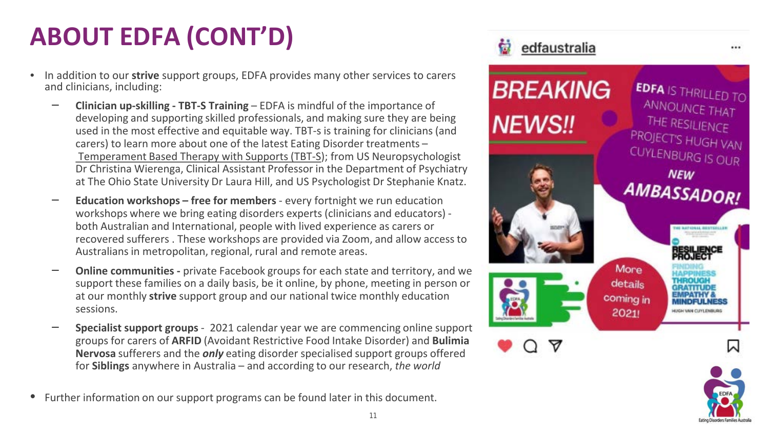# ABOUT EDFA (CONT'D)

- In addition to our **strive** support groups, EDFA provides many other services to carers and clinicians, including:
  - **Clinician up-skilling - TBT-S Training** – EDFA is mindful of the importance of developing and supporting skilled professionals, and making sure they are being used in the most effective and equitable way. TBT-s is training for clinicians (and carers) to learn more about one of the latest Eating Disorder treatments – Temperament Based Therapy with Supports (TBT-S); from US Neuropsychologist Dr Christina Wierenga, Clinical Assistant Professor in the Department of Psychiatry at The Ohio State University Dr Laura Hill, and US Psychologist Dr Stephanie Knatz.
  - **Education workshops – free for members** - every fortnight we run education workshops where we bring eating disorders experts (clinicians and educators) - both Australian and International, people with lived experience as carers or recovered sufferers . These workshops are provided via Zoom, and allow access to Australians in metropolitan, regional, rural and remote areas.
  - **Online communities -** private Facebook groups for each state and territory, and we support these families on a daily basis, be it online, by phone, meeting in person or at our monthly **strive** support group and our national twice monthly education sessions.
  - **Specialist support groups** - 2021 calendar year we are commencing online support groups for carers of **ARFID** (Avoidant Restrictive Food Intake Disorder) and **Bulimia Nervosa** sufferers and the ***only*** eating disorder specialised support groups offered for **Siblings** anywhere in Australia – and according to our research, *the world*

- Further information on our support programs can be found later in this document.

edfaustralia

BREAKING NEWS!!

EDFA IS THRILLED TO ANNOUNCE THAT THE RESILIENCE PROJECT'S HUGH VAN CUYLENBURG IS OUR NEW AMBASSADOR!

More details coming in 2021!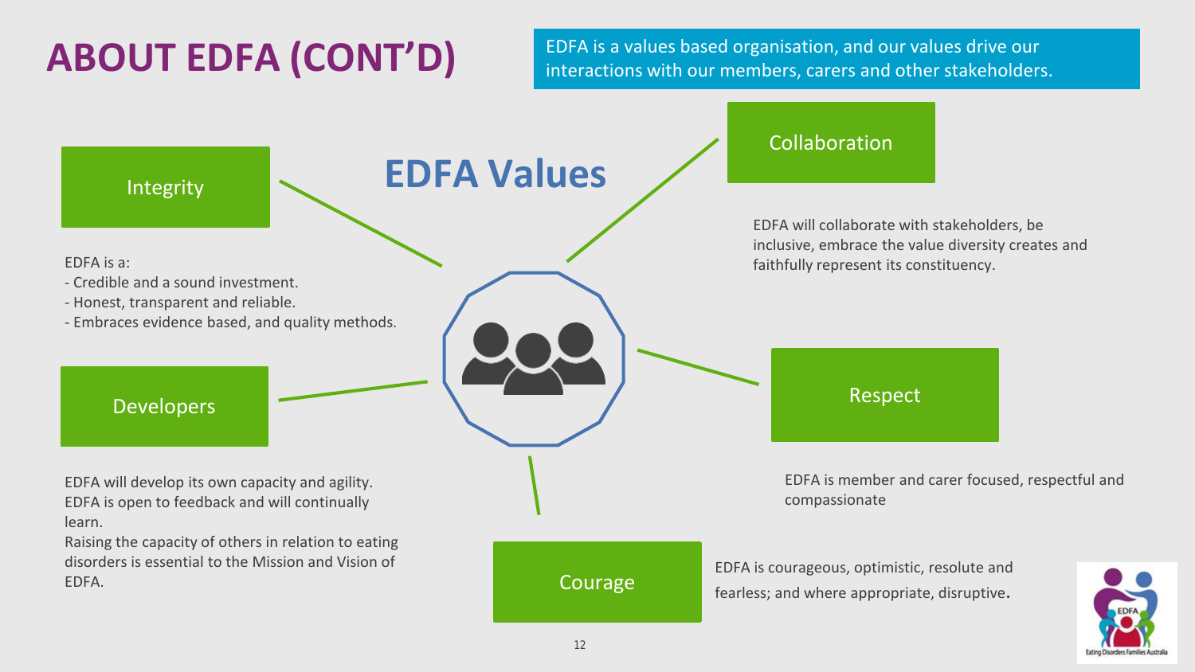# ABOUT EDFA (CONT'D)

EDFA is a values based organisation, and our values drive our interactions with our members, carers and other stakeholders.

## EDFA Values

### Integrity

EDFA is a:
- Credible and a sound investment.
- Honest, transparent and reliable.
- Embraces evidence based, and quality methods.

### Collaboration

EDFA will collaborate with stakeholders, be inclusive, embrace the value diversity creates and faithfully represent its constituency.

### Developers

EDFA will develop its own capacity and agility. EDFA is open to feedback and will continually learn.
Raising the capacity of others in relation to eating disorders is essential to the Mission and Vision of EDFA.

### Respect

EDFA is member and carer focused, respectful and compassionate

### Courage

EDFA is courageous, optimistic, resolute and fearless; and where appropriate, disruptive.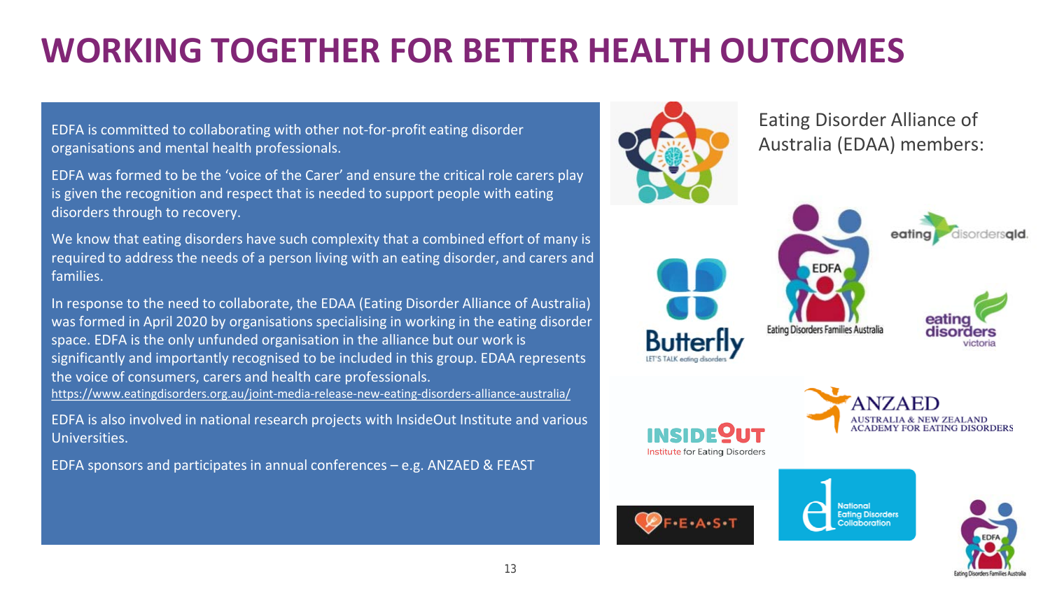# WORKING TOGETHER FOR BETTER HEALTH OUTCOMES

EDFA is committed to collaborating with other not-for-profit eating disorder organisations and mental health professionals.

EDFA was formed to be the 'voice of the Carer' and ensure the critical role carers play is given the recognition and respect that is needed to support people with eating disorders through to recovery.

We know that eating disorders have such complexity that a combined effort of many is required to address the needs of a person living with an eating disorder, and carers and families.

In response to the need to collaborate, the EDAA (Eating Disorder Alliance of Australia) was formed in April 2020 by organisations specialising in working in the eating disorder space. EDFA is the only unfunded organisation in the alliance but our work is significantly and importantly recognised to be included in this group. EDAA represents the voice of consumers, carers and health care professionals.
https://www.eatingdisorders.org.au/joint-media-release-new-eating-disorders-alliance-australia/

EDFA is also involved in national research projects with InsideOut Institute and various Universities.

EDFA sponsors and participates in annual conferences – e.g. ANZAED & FEAST

Eating Disorder Alliance of Australia (EDAA) members:

- Butterfly – LET'S TALK eating disorders
- EDFA – Eating Disorders Families Australia
- eating disorders qld.
- eating disorders victoria
- INSIDEOUT Institute for Eating Disorders
- ANZAED – Australia & New Zealand Academy for Eating Disorders
- F•E•A•S•T
- National Eating Disorders Collaboration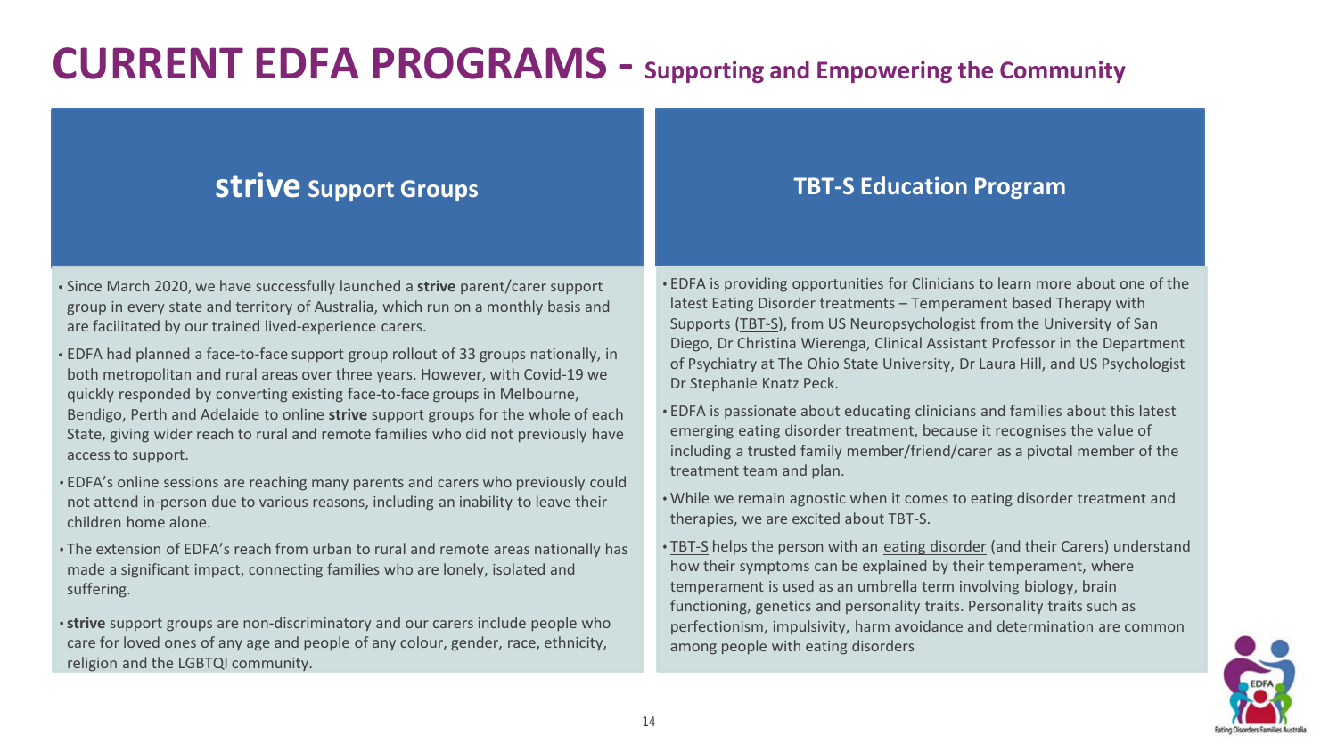# CURRENT EDFA PROGRAMS - Supporting and Empowering the Community

## **strive** Support Groups

- Since March 2020, we have successfully launched a **strive** parent/carer support group in every state and territory of Australia, which run on a monthly basis and are facilitated by our trained lived-experience carers.
- EDFA had planned a face-to-face support group rollout of 33 groups nationally, in both metropolitan and rural areas over three years. However, with Covid-19 we quickly responded by converting existing face-to-face groups in Melbourne, Bendigo, Perth and Adelaide to online **strive** support groups for the whole of each State, giving wider reach to rural and remote families who did not previously have access to support.
- EDFA's online sessions are reaching many parents and carers who previously could not attend in-person due to various reasons, including an inability to leave their children home alone.
- The extension of EDFA's reach from urban to rural and remote areas nationally has made a significant impact, connecting families who are lonely, isolated and suffering.
- **strive** support groups are non-discriminatory and our carers include people who care for loved ones of any age and people of any colour, gender, race, ethnicity, religion and the LGBTQI community.

## TBT-S Education Program

- EDFA is providing opportunities for Clinicians to learn more about one of the latest Eating Disorder treatments – Temperament based Therapy with Supports (TBT-S), from US Neuropsychologist from the University of San Diego, Dr Christina Wierenga, Clinical Assistant Professor in the Department of Psychiatry at The Ohio State University, Dr Laura Hill, and US Psychologist Dr Stephanie Knatz Peck.
- EDFA is passionate about educating clinicians and families about this latest emerging eating disorder treatment, because it recognises the value of including a trusted family member/friend/carer as a pivotal member of the treatment team and plan.
- While we remain agnostic when it comes to eating disorder treatment and therapies, we are excited about TBT-S.
- TBT-S helps the person with an eating disorder (and their Carers) understand how their symptoms can be explained by their temperament, where temperament is used as an umbrella term involving biology, brain functioning, genetics and personality traits. Personality traits such as perfectionism, impulsivity, harm avoidance and determination are common among people with eating disorders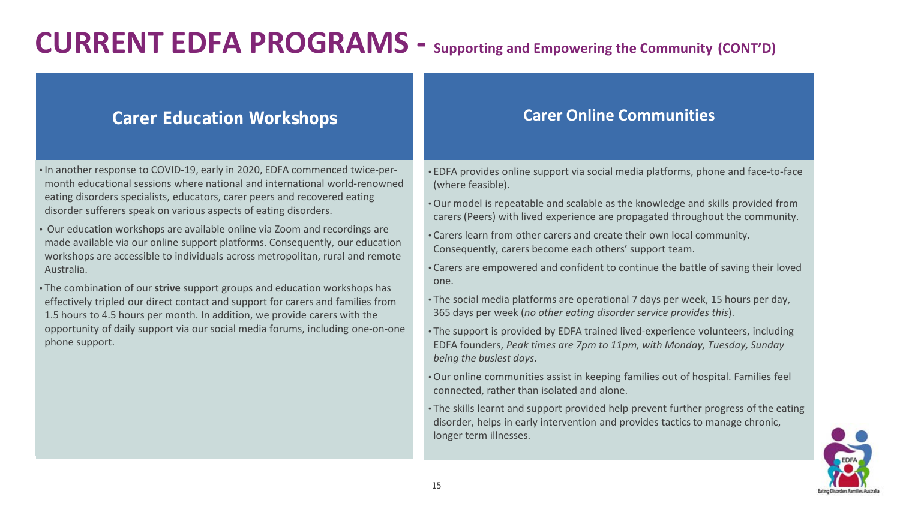# CURRENT EDFA PROGRAMS - Supporting and Empowering the Community (CONT'D)

## Carer Education Workshops

- In another response to COVID-19, early in 2020, EDFA commenced twice-per-month educational sessions where national and international world-renowned eating disorders specialists, educators, carer peers and recovered eating disorder sufferers speak on various aspects of eating disorders.
- Our education workshops are available online via Zoom and recordings are made available via our online support platforms. Consequently, our education workshops are accessible to individuals across metropolitan, rural and remote Australia.
- The combination of our **strive** support groups and education workshops has effectively tripled our direct contact and support for carers and families from 1.5 hours to 4.5 hours per month. In addition, we provide carers with the opportunity of daily support via our social media forums, including one-on-one phone support.

## Carer Online Communities

- EDFA provides online support via social media platforms, phone and face-to-face (where feasible).
- Our model is repeatable and scalable as the knowledge and skills provided from carers (Peers) with lived experience are propagated throughout the community.
- Carers learn from other carers and create their own local community. Consequently, carers become each others' support team.
- Carers are empowered and confident to continue the battle of saving their loved one.
- The social media platforms are operational 7 days per week, 15 hours per day, 365 days per week (*no other eating disorder service provides this*).
- The support is provided by EDFA trained lived-experience volunteers, including EDFA founders, *Peak times are 7pm to 11pm, with Monday, Tuesday, Sunday being the busiest days*.
- Our online communities assist in keeping families out of hospital. Families feel connected, rather than isolated and alone.
- The skills learnt and support provided help prevent further progress of the eating disorder, helps in early intervention and provides tactics to manage chronic, longer term illnesses.

EDFA Eating Disorders Families Australia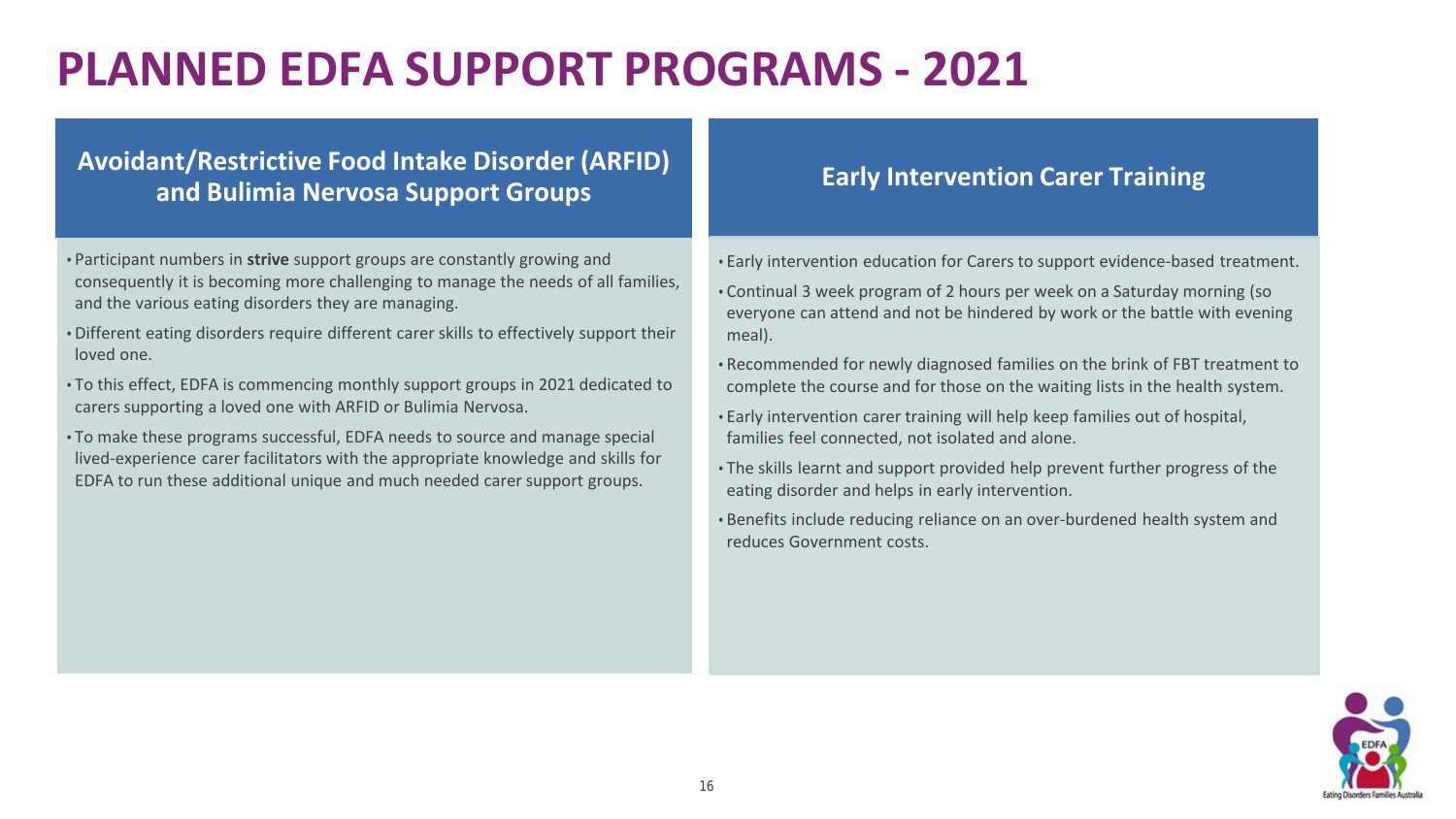# PLANNED EDFA SUPPORT PROGRAMS - 2021

## Avoidant/Restrictive Food Intake Disorder (ARFID) and Bulimia Nervosa Support Groups

- Participant numbers in **strive** support groups are constantly growing and consequently it is becoming more challenging to manage the needs of all families, and the various eating disorders they are managing.
- Different eating disorders require different carer skills to effectively support their loved one.
- To this effect, EDFA is commencing monthly support groups in 2021 dedicated to carers supporting a loved one with ARFID or Bulimia Nervosa.
- To make these programs successful, EDFA needs to source and manage special lived-experience carer facilitators with the appropriate knowledge and skills for EDFA to run these additional unique and much needed carer support groups.

## Early Intervention Carer Training

- Early intervention education for Carers to support evidence-based treatment.
- Continual 3 week program of 2 hours per week on a Saturday morning (so everyone can attend and not be hindered by work or the battle with evening meal).
- Recommended for newly diagnosed families on the brink of FBT treatment to complete the course and for those on the waiting lists in the health system.
- Early intervention carer training will help keep families out of hospital, families feel connected, not isolated and alone.
- The skills learnt and support provided help prevent further progress of the eating disorder and helps in early intervention.
- Benefits include reducing reliance on an over-burdened health system and reduces Government costs.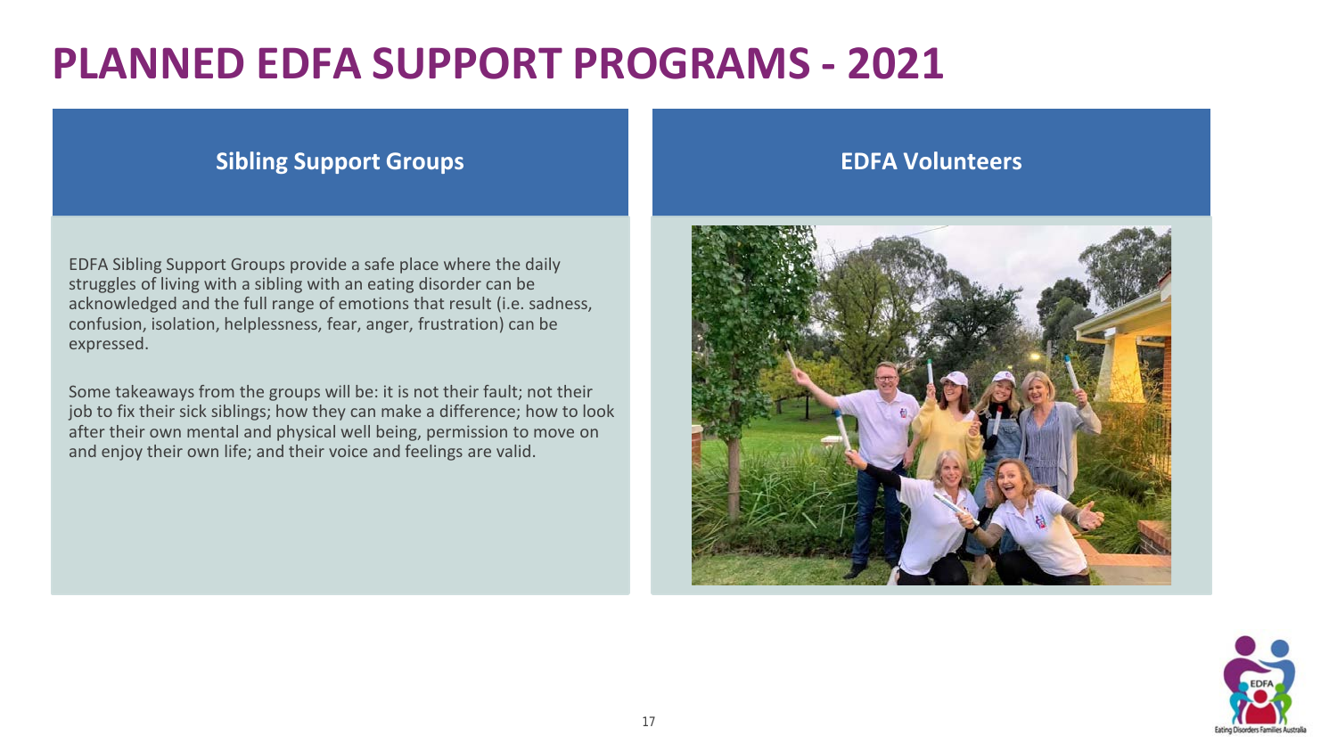# PLANNED EDFA SUPPORT PROGRAMS - 2021

## Sibling Support Groups

EDFA Sibling Support Groups provide a safe place where the daily struggles of living with a sibling with an eating disorder can be acknowledged and the full range of emotions that result (i.e. sadness, confusion, isolation, helplessness, fear, anger, frustration) can be expressed.

Some takeaways from the groups will be: it is not their fault; not their job to fix their sick siblings; how they can make a difference; how to look after their own mental and physical well being, permission to move on and enjoy their own life; and their voice and feelings are valid.

## EDFA Volunteers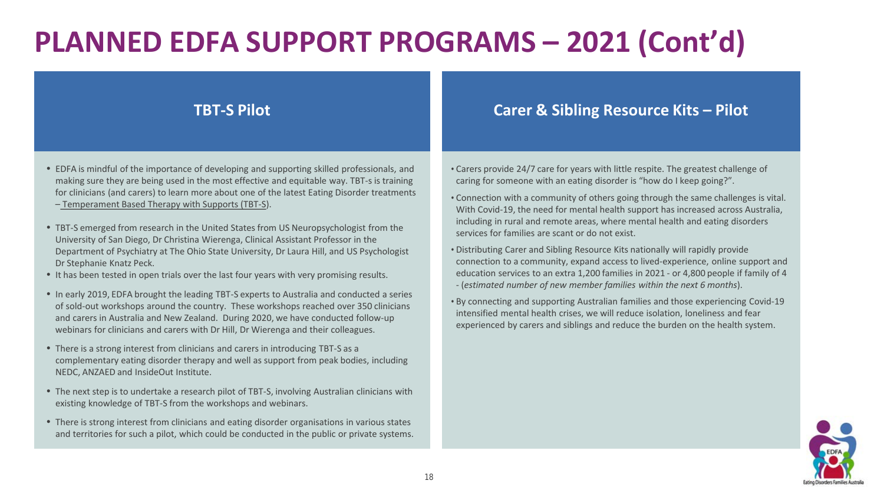# PLANNED EDFA SUPPORT PROGRAMS – 2021 (Cont'd)

## TBT-S Pilot

- EDFA is mindful of the importance of developing and supporting skilled professionals, and making sure they are being used in the most effective and equitable way. TBT-s is training for clinicians (and carers) to learn more about one of the latest Eating Disorder treatments – Temperament Based Therapy with Supports (TBT-S).
- TBT-S emerged from research in the United States from US Neuropsychologist from the University of San Diego, Dr Christina Wierenga, Clinical Assistant Professor in the Department of Psychiatry at The Ohio State University, Dr Laura Hill, and US Psychologist Dr Stephanie Knatz Peck.
- It has been tested in open trials over the last four years with very promising results.
- In early 2019, EDFA brought the leading TBT-S experts to Australia and conducted a series of sold-out workshops around the country. These workshops reached over 350 clinicians and carers in Australia and New Zealand. During 2020, we have conducted follow-up webinars for clinicians and carers with Dr Hill, Dr Wierenga and their colleagues.
- There is a strong interest from clinicians and carers in introducing TBT-S as a complementary eating disorder therapy and well as support from peak bodies, including NEDC, ANZAED and InsideOut Institute.
- The next step is to undertake a research pilot of TBT-S, involving Australian clinicians with existing knowledge of TBT-S from the workshops and webinars.
- There is strong interest from clinicians and eating disorder organisations in various states and territories for such a pilot, which could be conducted in the public or private systems.

## Carer & Sibling Resource Kits – Pilot

- Carers provide 24/7 care for years with little respite. The greatest challenge of caring for someone with an eating disorder is "how do I keep going?".
- Connection with a community of others going through the same challenges is vital. With Covid-19, the need for mental health support has increased across Australia, including in rural and remote areas, where mental health and eating disorders services for families are scant or do not exist.
- Distributing Carer and Sibling Resource Kits nationally will rapidly provide connection to a community, expand access to lived-experience, online support and education services to an extra 1,200 families in 2021 - or 4,800 people if family of 4 - (*estimated number of new member families within the next 6 months*).
- By connecting and supporting Australian families and those experiencing Covid-19 intensified mental health crises, we will reduce isolation, loneliness and fear experienced by carers and siblings and reduce the burden on the health system.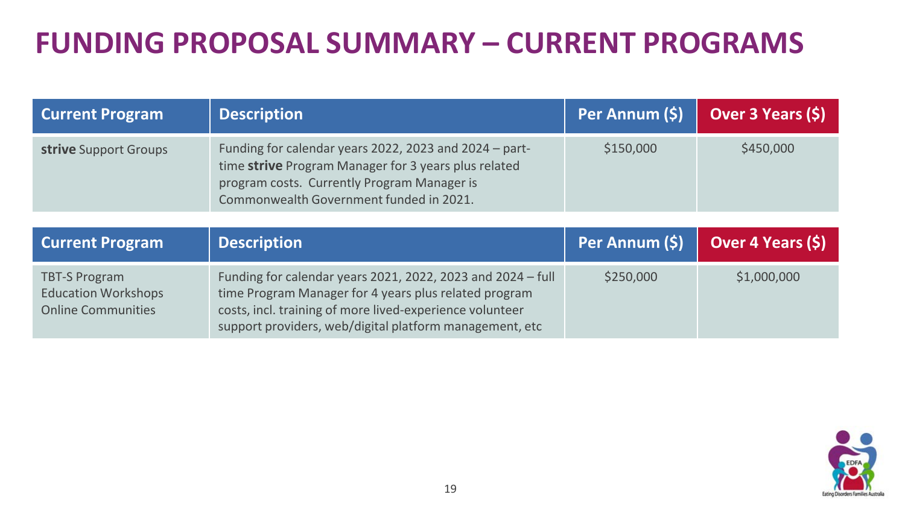# FUNDING PROPOSAL SUMMARY – CURRENT PROGRAMS

| Current Program | Description | Per Annum ($) | Over 3 Years ($) |
|---|---|---|---|
| **strive** Support Groups | Funding for calendar years 2022, 2023 and 2024 – part-time **strive** Program Manager for 3 years plus related program costs. Currently Program Manager is Commonwealth Government funded in 2021. | $150,000 | $450,000 |

| Current Program | Description | Per Annum ($) | Over 4 Years ($) |
|---|---|---|---|
| TBT-S Program<br>Education Workshops<br>Online Communities | Funding for calendar years 2021, 2022, 2023 and 2024 – full time Program Manager for 4 years plus related program costs, incl. training of more lived-experience volunteer support providers, web/digital platform management, etc | $250,000 | $1,000,000 |

EDFA
Eating Disorders Families Australia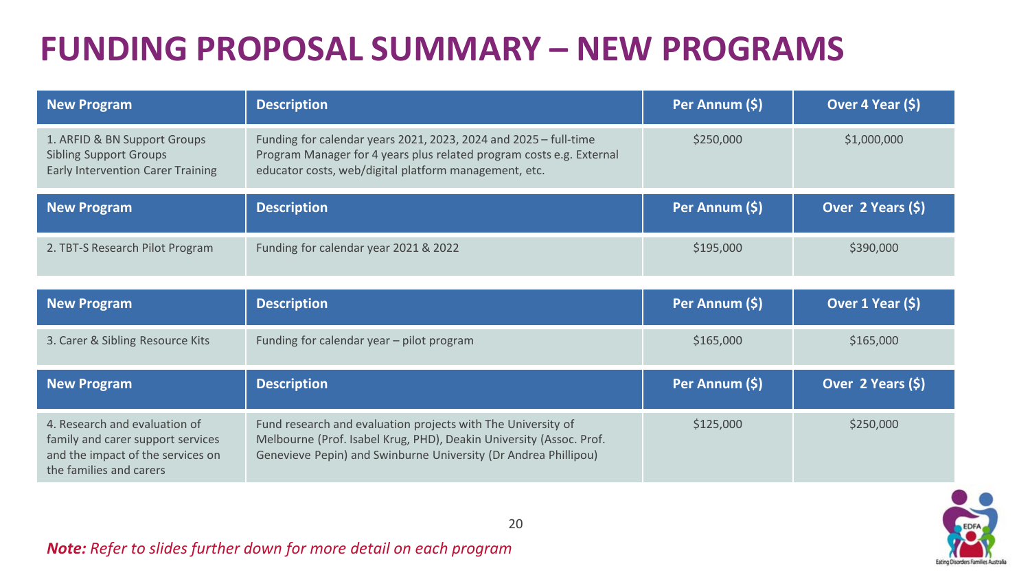# FUNDING PROPOSAL SUMMARY – NEW PROGRAMS

| New Program | Description | Per Annum ($) | Over 4 Year ($) |
|---|---|---|---|
| 1. ARFID & BN Support Groups<br>Sibling Support Groups<br>Early Intervention Carer Training | Funding for calendar years 2021, 2023, 2024 and 2025 – full-time Program Manager for 4 years plus related program costs e.g. External educator costs, web/digital platform management, etc. | $250,000 | $1,000,000 |

| New Program | Description | Per Annum ($) | Over 2 Years ($) |
|---|---|---|---|
| 2. TBT-S Research Pilot Program | Funding for calendar year 2021 & 2022 | $195,000 | $390,000 |

| New Program | Description | Per Annum ($) | Over 1 Year ($) |
|---|---|---|---|
| 3. Carer & Sibling Resource Kits | Funding for calendar year – pilot program | $165,000 | $165,000 |

| New Program | Description | Per Annum ($) | Over 2 Years ($) |
|---|---|---|---|
| 4. Research and evaluation of family and carer support services and the impact of the services on the families and carers | Fund research and evaluation projects with The University of Melbourne (Prof. Isabel Krug, PHD), Deakin University (Assoc. Prof. Genevieve Pepin) and Swinburne University (Dr Andrea Phillipou) | $125,000 | $250,000 |

***Note:*** *Refer to slides further down for more detail on each program*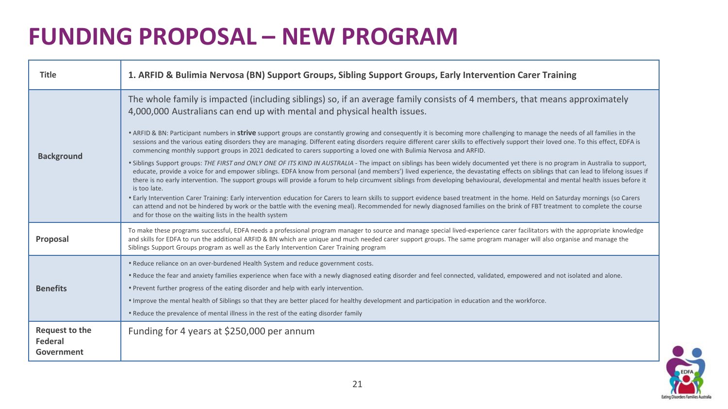# FUNDING PROPOSAL – NEW PROGRAM

| | |
|---|---|
| **Title** | **1. ARFID & Bulimia Nervosa (BN) Support Groups, Sibling Support Groups, Early Intervention Carer Training** |
| **Background** | The whole family is impacted (including siblings) so, if an average family consists of 4 members, that means approximately 4,000,000 Australians can end up with mental and physical health issues.<br><br>• ARFID & BN: Participant numbers in **strive** support groups are constantly growing and consequently it is becoming more challenging to manage the needs of all families in the sessions and the various eating disorders they are managing. Different eating disorders require different carer skills to effectively support their loved one. To this effect, EDFA is commencing monthly support groups in 2021 dedicated to carers supporting a loved one with Bulimia Nervosa and ARFID.<br>• Siblings Support groups: *THE FIRST and ONLY ONE OF ITS KIND IN AUSTRALIA* - The impact on siblings has been widely documented yet there is no program in Australia to support, educate, provide a voice for and empower siblings. EDFA know from personal (and members') lived experience, the devastating effects on siblings that can lead to lifelong issues if there is no early intervention. The support groups will provide a forum to help circumvent siblings from developing behavioural, developmental and mental health issues before it is too late.<br>• Early Intervention Carer Training: Early intervention education for Carers to learn skills to support evidence based treatment in the home. Held on Saturday mornings (so Carers can attend and not be hindered by work or the battle with the evening meal). Recommended for newly diagnosed families on the brink of FBT treatment to complete the course and for those on the waiting lists in the health system |
| **Proposal** | To make these programs successful, EDFA needs a professional program manager to source and manage special lived-experience carer facilitators with the appropriate knowledge and skills for EDFA to run the additional ARFID & BN which are unique and much needed carer support groups. The same program manager will also organise and manage the Siblings Support Groups program as well as the Early Intervention Carer Training program |
| **Benefits** | • Reduce reliance on an over-burdened Health System and reduce government costs.<br>• Reduce the fear and anxiety families experience when face with a newly diagnosed eating disorder and feel connected, validated, empowered and not isolated and alone.<br>• Prevent further progress of the eating disorder and help with early intervention.<br>• Improve the mental health of Siblings so that they are better placed for healthy development and participation in education and the workforce.<br>• Reduce the prevalence of mental illness in the rest of the eating disorder family |
| **Request to the Federal Government** | Funding for 4 years at $250,000 per annum |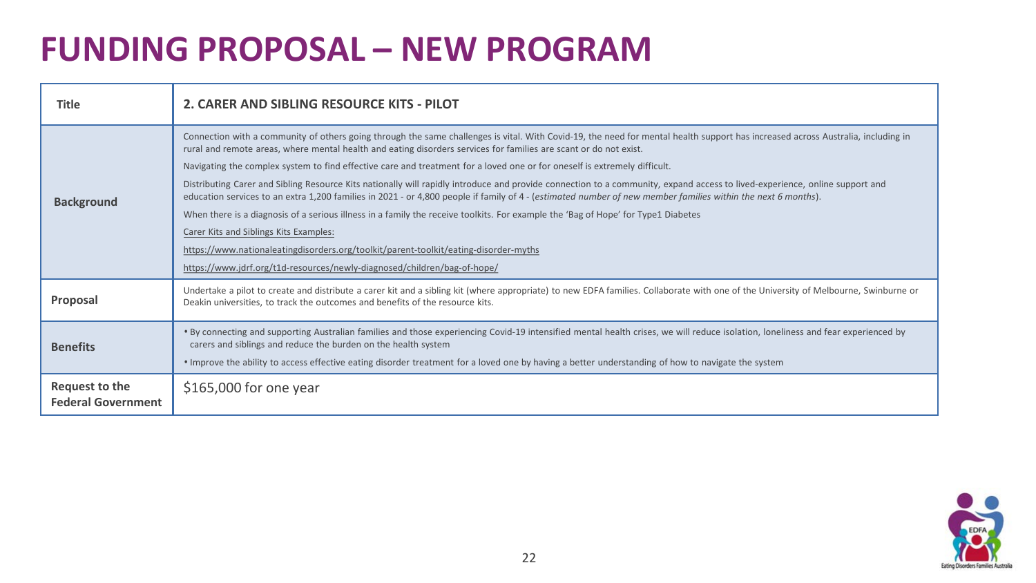# FUNDING PROPOSAL – NEW PROGRAM

| Title | 2. CARER AND SIBLING RESOURCE KITS - PILOT |
|---|---|
| **Background** | Connection with a community of others going through the same challenges is vital. With Covid-19, the need for mental health support has increased across Australia, including in rural and remote areas, where mental health and eating disorders services for families are scant or do not exist.<br><br>Navigating the complex system to find effective care and treatment for a loved one or for oneself is extremely difficult.<br><br>Distributing Carer and Sibling Resource Kits nationally will rapidly introduce and provide connection to a community, expand access to lived-experience, online support and education services to an extra 1,200 families in 2021 - or 4,800 people if family of 4 - (*estimated number of new member families within the next 6 months*).<br><br>When there is a diagnosis of a serious illness in a family the receive toolkits. For example the 'Bag of Hope' for Type1 Diabetes<br><br>Carer Kits and Siblings Kits Examples:<br><br>https://www.nationaleatingdisorders.org/toolkit/parent-toolkit/eating-disorder-myths<br><br>https://www.jdrf.org/t1d-resources/newly-diagnosed/children/bag-of-hope/ |
| **Proposal** | Undertake a pilot to create and distribute a carer kit and a sibling kit (where appropriate) to new EDFA families. Collaborate with one of the University of Melbourne, Swinburne or Deakin universities, to track the outcomes and benefits of the resource kits. |
| **Benefits** | • By connecting and supporting Australian families and those experiencing Covid-19 intensified mental health crises, we will reduce isolation, loneliness and fear experienced by carers and siblings and reduce the burden on the health system<br><br>• Improve the ability to access effective eating disorder treatment for a loved one by having a better understanding of how to navigate the system |
| **Request to the Federal Government** | $165,000 for one year |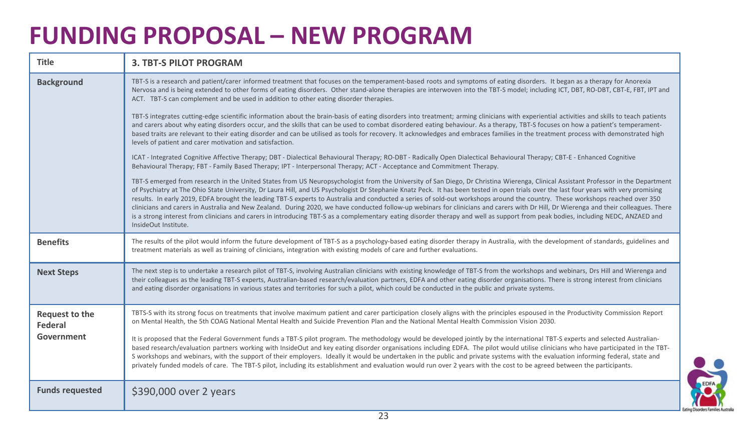# FUNDING PROPOSAL – NEW PROGRAM

| Title | 3. TBT-S PILOT PROGRAM |
|---|---|
| **Background** | TBT-S is a research and patient/carer informed treatment that focuses on the temperament-based roots and symptoms of eating disorders. It began as a therapy for Anorexia Nervosa and is being extended to other forms of eating disorders. Other stand-alone therapies are interwoven into the TBT-S model; including ICT, DBT, RO-DBT, CBT-E, FBT, IPT and ACT. TBT-S can complement and be used in addition to other eating disorder therapies.<br><br>TBT-S integrates cutting-edge scientific information about the brain-basis of eating disorders into treatment; arming clinicians with experiential activities and skills to teach patients and carers about why eating disorders occur, and the skills that can be used to combat disordered eating behaviour. As a therapy, TBT-S focuses on how a patient's temperament-based traits are relevant to their eating disorder and can be utilised as tools for recovery. It acknowledges and embraces families in the treatment process with demonstrated high levels of patient and carer motivation and satisfaction.<br><br>ICAT - Integrated Cognitive Affective Therapy; DBT - Dialectical Behavioural Therapy; RO-DBT - Radically Open Dialectical Behavioural Therapy; CBT-E - Enhanced Cognitive Behavioural Therapy; FBT - Family Based Therapy; IPT - Interpersonal Therapy; ACT - Acceptance and Commitment Therapy.<br><br>TBT-S emerged from research in the United States from US Neuropsychologist from the University of San Diego, Dr Christina Wierenga, Clinical Assistant Professor in the Department of Psychiatry at The Ohio State University, Dr Laura Hill, and US Psychologist Dr Stephanie Knatz Peck. It has been tested in open trials over the last four years with very promising results. In early 2019, EDFA brought the leading TBT-S experts to Australia and conducted a series of sold-out workshops around the country. These workshops reached over 350 clinicians and carers in Australia and New Zealand. During 2020, we have conducted follow-up webinars for clinicians and carers with Dr Hill, Dr Wierenga and their colleagues. There is a strong interest from clinicians and carers in introducing TBT-S as a complementary eating disorder therapy and well as support from peak bodies, including NEDC, ANZAED and InsideOut Institute. |
| **Benefits** | The results of the pilot would inform the future development of TBT-S as a psychology-based eating disorder therapy in Australia, with the development of standards, guidelines and treatment materials as well as training of clinicians, integration with existing models of care and further evaluations. |
| **Next Steps** | The next step is to undertake a research pilot of TBT-S, involving Australian clinicians with existing knowledge of TBT-S from the workshops and webinars, Drs Hill and Wierenga and their colleagues as the leading TBT-S experts, Australian-based research/evaluation partners, EDFA and other eating disorder organisations. There is strong interest from clinicians and eating disorder organisations in various states and territories for such a pilot, which could be conducted in the public and private systems. |
| **Request to the Federal Government** | TBTS-S with its strong focus on treatments that involve maximum patient and carer participation closely aligns with the principles espoused in the Productivity Commission Report on Mental Health, the 5th COAG National Mental Health and Suicide Prevention Plan and the National Mental Health Commission Vision 2030.<br><br>It is proposed that the Federal Government funds a TBT-S pilot program. The methodology would be developed jointly by the international TBT-S experts and selected Australian-based research/evaluation partners working with InsideOut and key eating disorder organisations including EDFA. The pilot would utilise clinicians who have participated in the TBT-S workshops and webinars, with the support of their employers. Ideally it would be undertaken in the public and private systems with the evaluation informing federal, state and privately funded models of care. The TBT-S pilot, including its establishment and evaluation would run over 2 years with the cost to be agreed between the participants. |
| **Funds requested** | $390,000 over 2 years |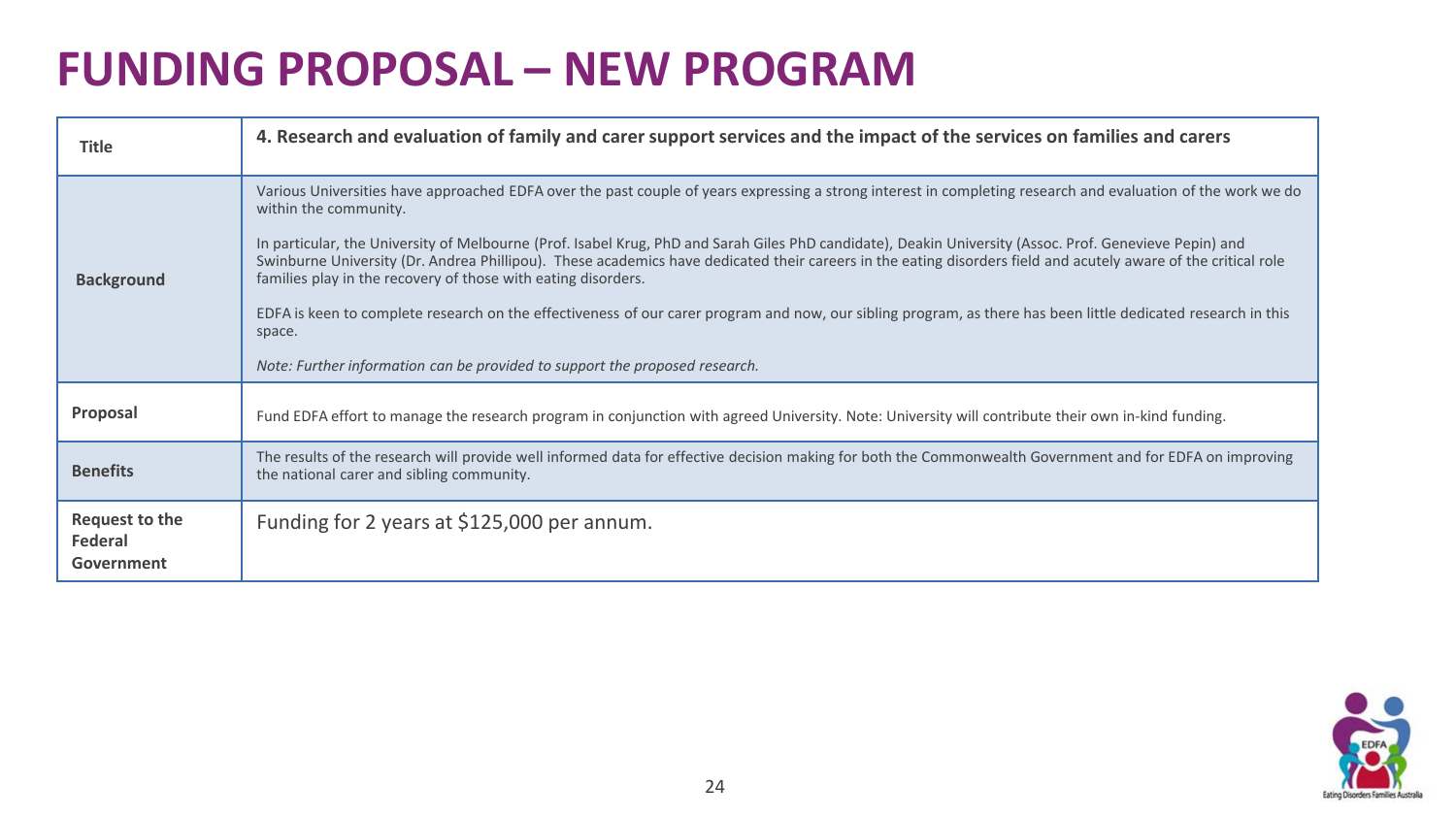# FUNDING PROPOSAL – NEW PROGRAM

| | |
|---|---|
| **Title** | **4. Research and evaluation of family and carer support services and the impact of the services on families and carers** |
| **Background** | Various Universities have approached EDFA over the past couple of years expressing a strong interest in completing research and evaluation of the work we do within the community.<br><br>In particular, the University of Melbourne (Prof. Isabel Krug, PhD and Sarah Giles PhD candidate), Deakin University (Assoc. Prof. Genevieve Pepin) and Swinburne University (Dr. Andrea Phillipou). These academics have dedicated their careers in the eating disorders field and acutely aware of the critical role families play in the recovery of those with eating disorders.<br><br>EDFA is keen to complete research on the effectiveness of our carer program and now, our sibling program, as there has been little dedicated research in this space.<br><br>*Note: Further information can be provided to support the proposed research.* |
| **Proposal** | Fund EDFA effort to manage the research program in conjunction with agreed University. Note: University will contribute their own in-kind funding. |
| **Benefits** | The results of the research will provide well informed data for effective decision making for both the Commonwealth Government and for EDFA on improving the national carer and sibling community. |
| **Request to the Federal Government** | Funding for 2 years at $125,000 per annum. |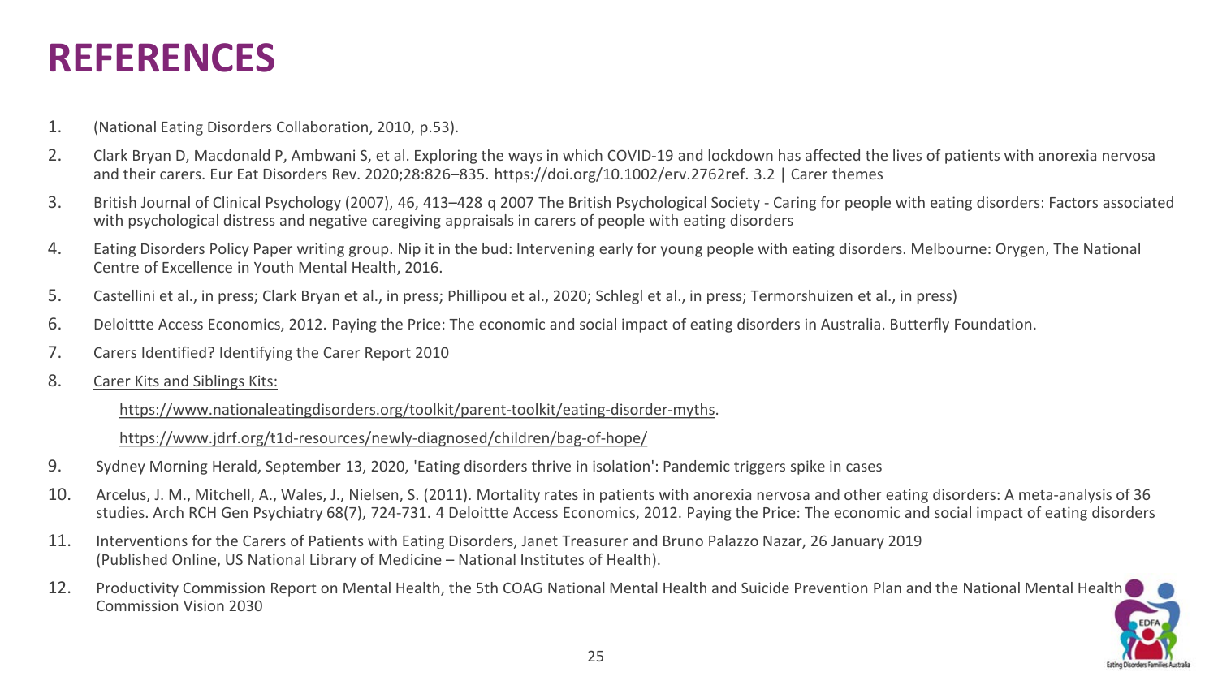# REFERENCES

1. (National Eating Disorders Collaboration, 2010, p.53).
2. Clark Bryan D, Macdonald P, Ambwani S, et al. Exploring the ways in which COVID-19 and lockdown has affected the lives of patients with anorexia nervosa and their carers. Eur Eat Disorders Rev. 2020;28:826–835. https://doi.org/10.1002/erv.2762ref. 3.2 | Carer themes
3. British Journal of Clinical Psychology (2007), 46, 413–428 q 2007 The British Psychological Society - Caring for people with eating disorders: Factors associated with psychological distress and negative caregiving appraisals in carers of people with eating disorders
4. Eating Disorders Policy Paper writing group. Nip it in the bud: Intervening early for young people with eating disorders. Melbourne: Orygen, The National Centre of Excellence in Youth Mental Health, 2016.
5. Castellini et al., in press; Clark Bryan et al., in press; Phillipou et al., 2020; Schlegl et al., in press; Termorshuizen et al., in press)
6. Deloittte Access Economics, 2012. Paying the Price: The economic and social impact of eating disorders in Australia. Butterfly Foundation.
7. Carers Identified? Identifying the Carer Report 2010
8. Carer Kits and Siblings Kits:

   https://www.nationaleatingdisorders.org/toolkit/parent-toolkit/eating-disorder-myths.

   https://www.jdrf.org/t1d-resources/newly-diagnosed/children/bag-of-hope/
9. Sydney Morning Herald, September 13, 2020, 'Eating disorders thrive in isolation': Pandemic triggers spike in cases
10. Arcelus, J. M., Mitchell, A., Wales, J., Nielsen, S. (2011). Mortality rates in patients with anorexia nervosa and other eating disorders: A meta-analysis of 36 studies. Arch RCH Gen Psychiatry 68(7), 724-731. 4 Deloittte Access Economics, 2012. Paying the Price: The economic and social impact of eating disorders
11. Interventions for the Carers of Patients with Eating Disorders, Janet Treasurer and Bruno Palazzo Nazar, 26 January 2019 (Published Online, US National Library of Medicine – National Institutes of Health).
12. Productivity Commission Report on Mental Health, the 5th COAG National Mental Health and Suicide Prevention Plan and the National Mental Health Commission Vision 2030